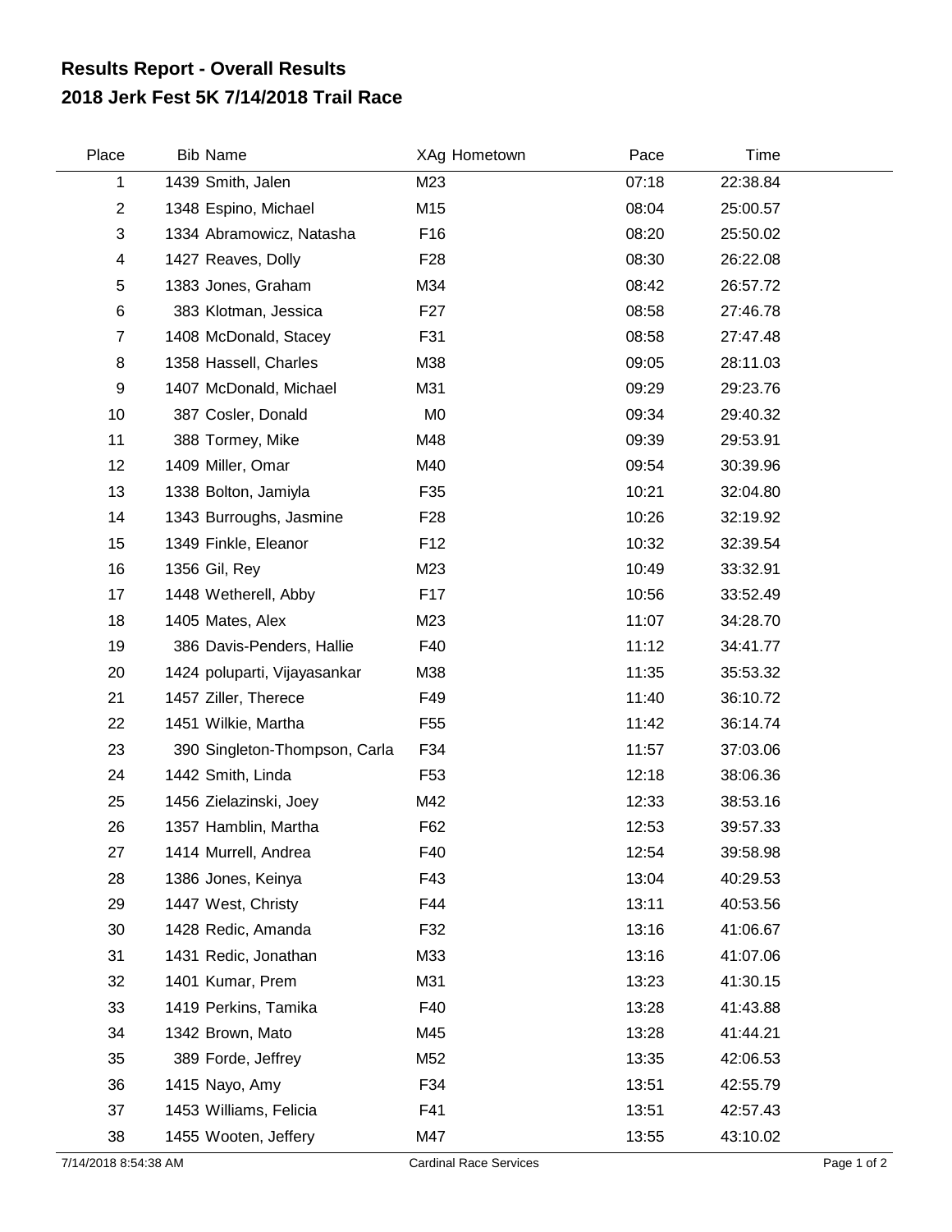# Results Report - Overall Results
## 2018 Jerk Fest 5K 7/14/2018 Trail Race

| Place | Bib | Name | XAg | Hometown | Pace | Time |
|---|---|---|---|---|---|---|
| 1 | 1439 | Smith, Jalen | M23 | | 07:18 | 22:38.84 |
| 2 | 1348 | Espino, Michael | M15 | | 08:04 | 25:00.57 |
| 3 | 1334 | Abramowicz, Natasha | F16 | | 08:20 | 25:50.02 |
| 4 | 1427 | Reaves, Dolly | F28 | | 08:30 | 26:22.08 |
| 5 | 1383 | Jones, Graham | M34 | | 08:42 | 26:57.72 |
| 6 | 383 | Klotman, Jessica | F27 | | 08:58 | 27:46.78 |
| 7 | 1408 | McDonald, Stacey | F31 | | 08:58 | 27:47.48 |
| 8 | 1358 | Hassell, Charles | M38 | | 09:05 | 28:11.03 |
| 9 | 1407 | McDonald, Michael | M31 | | 09:29 | 29:23.76 |
| 10 | 387 | Cosler, Donald | M0 | | 09:34 | 29:40.32 |
| 11 | 388 | Tormey, Mike | M48 | | 09:39 | 29:53.91 |
| 12 | 1409 | Miller, Omar | M40 | | 09:54 | 30:39.96 |
| 13 | 1338 | Bolton, Jamiyla | F35 | | 10:21 | 32:04.80 |
| 14 | 1343 | Burroughs, Jasmine | F28 | | 10:26 | 32:19.92 |
| 15 | 1349 | Finkle, Eleanor | F12 | | 10:32 | 32:39.54 |
| 16 | 1356 | Gil, Rey | M23 | | 10:49 | 33:32.91 |
| 17 | 1448 | Wetherell, Abby | F17 | | 10:56 | 33:52.49 |
| 18 | 1405 | Mates, Alex | M23 | | 11:07 | 34:28.70 |
| 19 | 386 | Davis-Penders, Hallie | F40 | | 11:12 | 34:41.77 |
| 20 | 1424 | poluparti, Vijayasankar | M38 | | 11:35 | 35:53.32 |
| 21 | 1457 | Ziller, Therece | F49 | | 11:40 | 36:10.72 |
| 22 | 1451 | Wilkie, Martha | F55 | | 11:42 | 36:14.74 |
| 23 | 390 | Singleton-Thompson, Carla | F34 | | 11:57 | 37:03.06 |
| 24 | 1442 | Smith, Linda | F53 | | 12:18 | 38:06.36 |
| 25 | 1456 | Zielazinski, Joey | M42 | | 12:33 | 38:53.16 |
| 26 | 1357 | Hamblin, Martha | F62 | | 12:53 | 39:57.33 |
| 27 | 1414 | Murrell, Andrea | F40 | | 12:54 | 39:58.98 |
| 28 | 1386 | Jones, Keinya | F43 | | 13:04 | 40:29.53 |
| 29 | 1447 | West, Christy | F44 | | 13:11 | 40:53.56 |
| 30 | 1428 | Redic, Amanda | F32 | | 13:16 | 41:06.67 |
| 31 | 1431 | Redic, Jonathan | M33 | | 13:16 | 41:07.06 |
| 32 | 1401 | Kumar, Prem | M31 | | 13:23 | 41:30.15 |
| 33 | 1419 | Perkins, Tamika | F40 | | 13:28 | 41:43.88 |
| 34 | 1342 | Brown, Mato | M45 | | 13:28 | 41:44.21 |
| 35 | 389 | Forde, Jeffrey | M52 | | 13:35 | 42:06.53 |
| 36 | 1415 | Nayo, Amy | F34 | | 13:51 | 42:55.79 |
| 37 | 1453 | Williams, Felicia | F41 | | 13:51 | 42:57.43 |
| 38 | 1455 | Wooten, Jeffery | M47 | | 13:55 | 43:10.02 |

7/14/2018 8:54:38 AM  Cardinal Race Services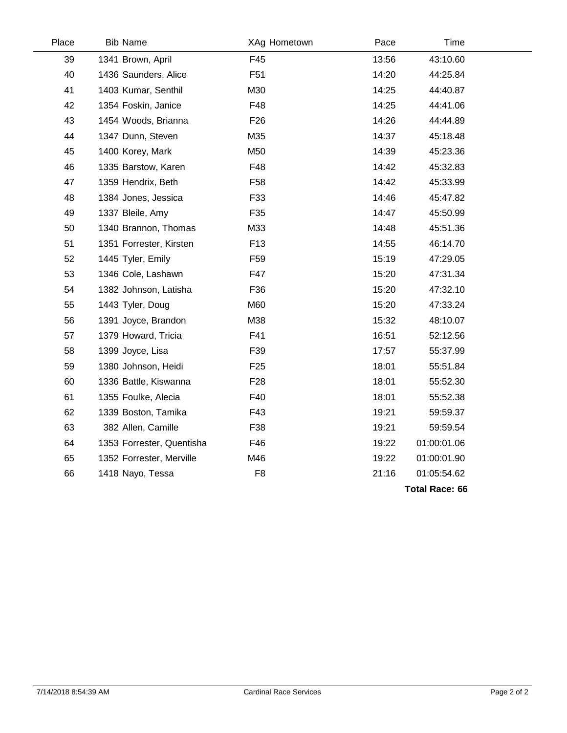| Place | Bib | Name | XAg | Hometown | Pace | Time |
|---|---|---|---|---|---|---|
| 39 | 1341 | Brown, April | F45 | | 13:56 | 43:10.60 |
| 40 | 1436 | Saunders, Alice | F51 | | 14:20 | 44:25.84 |
| 41 | 1403 | Kumar, Senthil | M30 | | 14:25 | 44:40.87 |
| 42 | 1354 | Foskin, Janice | F48 | | 14:25 | 44:41.06 |
| 43 | 1454 | Woods, Brianna | F26 | | 14:26 | 44:44.89 |
| 44 | 1347 | Dunn, Steven | M35 | | 14:37 | 45:18.48 |
| 45 | 1400 | Korey, Mark | M50 | | 14:39 | 45:23.36 |
| 46 | 1335 | Barstow, Karen | F48 | | 14:42 | 45:32.83 |
| 47 | 1359 | Hendrix, Beth | F58 | | 14:42 | 45:33.99 |
| 48 | 1384 | Jones, Jessica | F33 | | 14:46 | 45:47.82 |
| 49 | 1337 | Bleile, Amy | F35 | | 14:47 | 45:50.99 |
| 50 | 1340 | Brannon, Thomas | M33 | | 14:48 | 45:51.36 |
| 51 | 1351 | Forrester, Kirsten | F13 | | 14:55 | 46:14.70 |
| 52 | 1445 | Tyler, Emily | F59 | | 15:19 | 47:29.05 |
| 53 | 1346 | Cole, Lashawn | F47 | | 15:20 | 47:31.34 |
| 54 | 1382 | Johnson, Latisha | F36 | | 15:20 | 47:32.10 |
| 55 | 1443 | Tyler, Doug | M60 | | 15:20 | 47:33.24 |
| 56 | 1391 | Joyce, Brandon | M38 | | 15:32 | 48:10.07 |
| 57 | 1379 | Howard, Tricia | F41 | | 16:51 | 52:12.56 |
| 58 | 1399 | Joyce, Lisa | F39 | | 17:57 | 55:37.99 |
| 59 | 1380 | Johnson, Heidi | F25 | | 18:01 | 55:51.84 |
| 60 | 1336 | Battle, Kiswanna | F28 | | 18:01 | 55:52.30 |
| 61 | 1355 | Foulke, Alecia | F40 | | 18:01 | 55:52.38 |
| 62 | 1339 | Boston, Tamika | F43 | | 19:21 | 59:59.37 |
| 63 | 382 | Allen, Camille | F38 | | 19:21 | 59:59.54 |
| 64 | 1353 | Forrester, Quentisha | F46 | | 19:22 | 01:00:01.06 |
| 65 | 1352 | Forrester, Merville | M46 | | 19:22 | 01:00:01.90 |
| 66 | 1418 | Nayo, Tessa | F8 | | 21:16 | 01:05:54.62 |

**Total Race: 66**

7/14/2018 8:54:39 AM — Cardinal Race Services